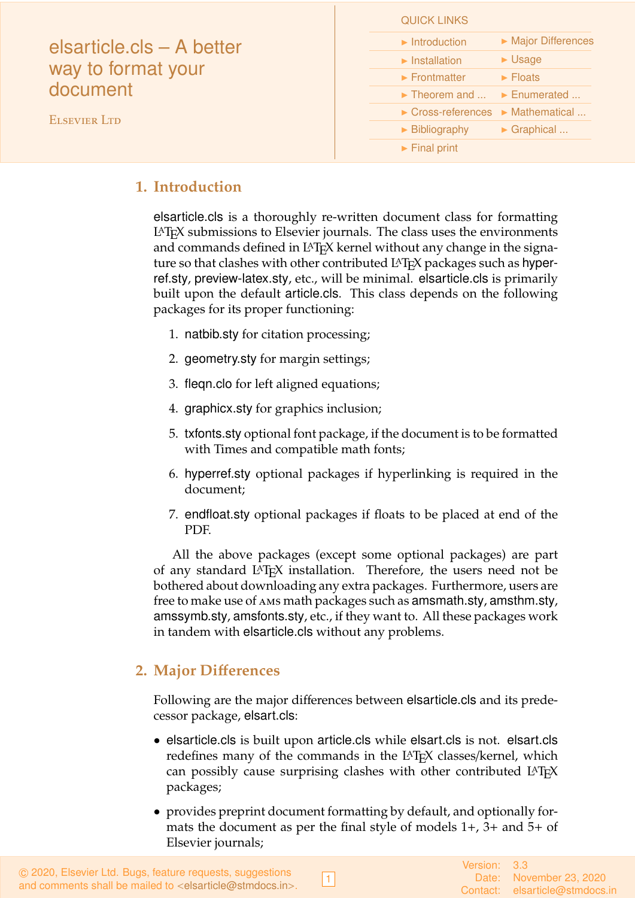# elsarticle.cls – A better way to format your document

Elsevier Ltd

QUICK LINKS

- Introduction
- Major Differences
- Installation
- Usage
- Frontmatter
- Floats
- Theorem and ...
- Enumerated ...
- Cross-references
- Mathematical ...
- Bibliography
- Graphical ...
- Final print

## 1. Introduction

elsarticle.cls is a thoroughly re-written document class for formatting LATEX submissions to Elsevier journals. The class uses the environments and commands defined in LATEX kernel without any change in the signature so that clashes with other contributed LATEX packages such as hyperref.sty, preview-latex.sty, etc., will be minimal. elsarticle.cls is primarily built upon the default article.cls. This class depends on the following packages for its proper functioning:

1. natbib.sty for citation processing;
2. geometry.sty for margin settings;
3. fleqn.clo for left aligned equations;
4. graphicx.sty for graphics inclusion;
5. txfonts.sty optional font package, if the document is to be formatted with Times and compatible math fonts;
6. hyperref.sty optional packages if hyperlinking is required in the document;
7. endfloat.sty optional packages if floats to be placed at end of the PDF.

All the above packages (except some optional packages) are part of any standard LATEX installation. Therefore, the users need not be bothered about downloading any extra packages. Furthermore, users are free to make use of AMS math packages such as amsmath.sty, amsthm.sty, amssymb.sty, amsfonts.sty, etc., if they want to. All these packages work in tandem with elsarticle.cls without any problems.

## 2. Major Differences

Following are the major differences between elsarticle.cls and its predecessor package, elsart.cls:

- elsarticle.cls is built upon article.cls while elsart.cls is not. elsart.cls redefines many of the commands in the LATEX classes/kernel, which can possibly cause surprising clashes with other contributed LATEX packages;
- provides preprint document formatting by default, and optionally formats the document as per the final style of models 1+, 3+ and 5+ of Elsevier journals;

© 2020, Elsevier Ltd. Bugs, feature requests, suggestions and comments shall be mailed to <elsarticle@stmdocs.in>.

Version: 3.3
Date: November 23, 2020
Contact: elsarticle@stmdocs.in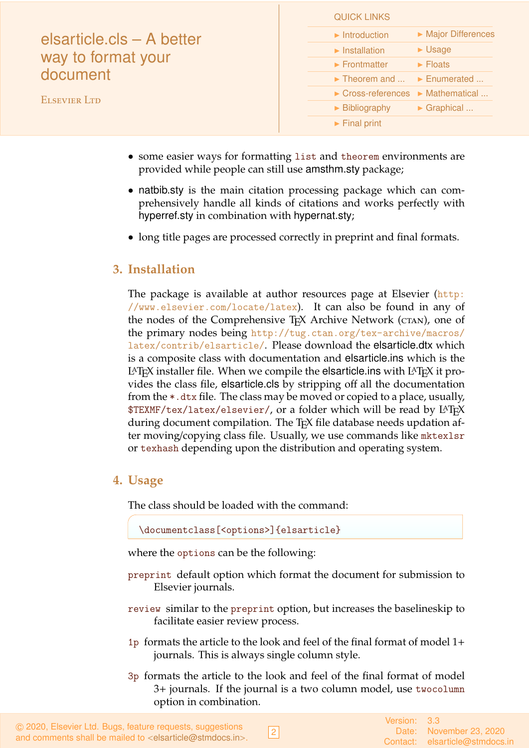- some easier ways for formatting `list` and `theorem` environments are provided while people can still use amsthm.sty package;
- natbib.sty is the main citation processing package which can comprehensively handle all kinds of citations and works perfectly with hyperref.sty in combination with hypernat.sty;
- long title pages are processed correctly in preprint and final formats.

## 3. Installation

The package is available at author resources page at Elsevier (http://www.elsevier.com/locate/latex). It can also be found in any of the nodes of the Comprehensive TEX Archive Network (CTAN), one of the primary nodes being http://tug.ctan.org/tex-archive/macros/latex/contrib/elsarticle/. Please download the elsarticle.dtx which is a composite class with documentation and elsarticle.ins which is the LATEX installer file. When we compile the elsarticle.ins with LATEX it provides the class file, elsarticle.cls by stripping off all the documentation from the `*.dtx` file. The class may be moved or copied to a place, usually, `$TEXMF/tex/latex/elsevier/`, or a folder which will be read by LATEX during document compilation. The TEX file database needs updation after moving/copying class file. Usually, we use commands like `mktexlsr` or `texhash` depending upon the distribution and operating system.

## 4. Usage

The class should be loaded with the command:

```
\documentclass[<options>]{elsarticle}
```

where the `options` can be the following:

`preprint` default option which format the document for submission to Elsevier journals.

`review` similar to the `preprint` option, but increases the baselineskip to facilitate easier review process.

`1p` formats the article to the look and feel of the final format of model 1+ journals. This is always single column style.

`3p` formats the article to the look and feel of the final format of model 3+ journals. If the journal is a two column model, use `twocolumn` option in combination.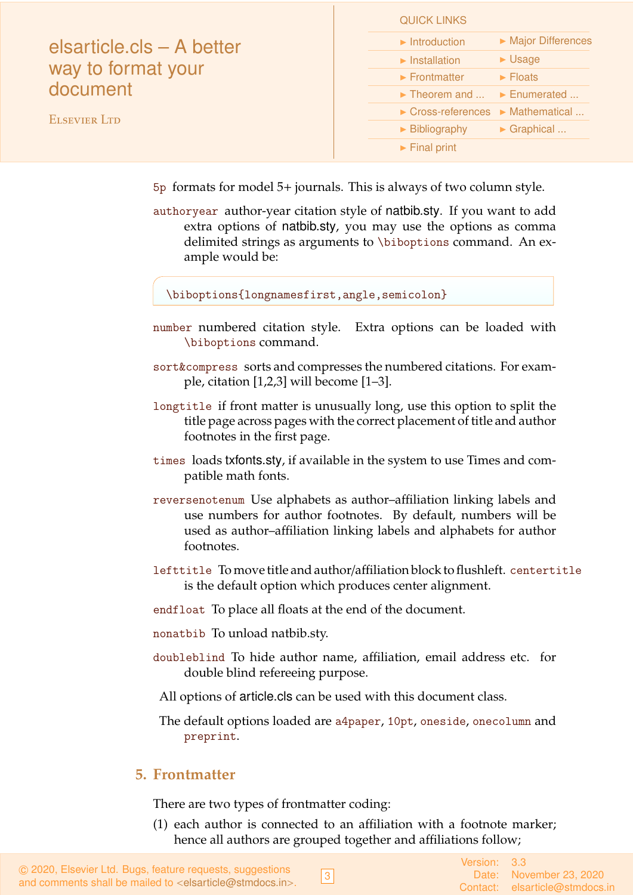`5p` formats for model 5+ journals. This is always of two column style.

`authoryear` author-year citation style of natbib.sty. If you want to add extra options of natbib.sty, you may use the options as comma delimited strings as arguments to `\biboptions` command. An example would be:

```
\biboptions{longnamesfirst,angle,semicolon}
```

`number` numbered citation style. Extra options can be loaded with `\biboptions` command.

`sort&compress` sorts and compresses the numbered citations. For example, citation [1,2,3] will become [1–3].

`longtitle` if front matter is unusually long, use this option to split the title page across pages with the correct placement of title and author footnotes in the first page.

`times` loads txfonts.sty, if available in the system to use Times and compatible math fonts.

`reversenotenum` Use alphabets as author–affiliation linking labels and use numbers for author footnotes. By default, numbers will be used as author–affiliation linking labels and alphabets for author footnotes.

`lefttitle` To move title and author/affiliation block to flushleft. `centertitle` is the default option which produces center alignment.

`endfloat` To place all floats at the end of the document.

`nonatbib` To unload natbib.sty.

`doubleblind` To hide author name, affiliation, email address etc. for double blind refereeing purpose.

All options of article.cls can be used with this document class.

The default options loaded are `a4paper`, `10pt`, `oneside`, `onecolumn` and `preprint`.

## 5. Frontmatter

There are two types of frontmatter coding:

(1) each author is connected to an affiliation with a footnote marker; hence all authors are grouped together and affiliations follow;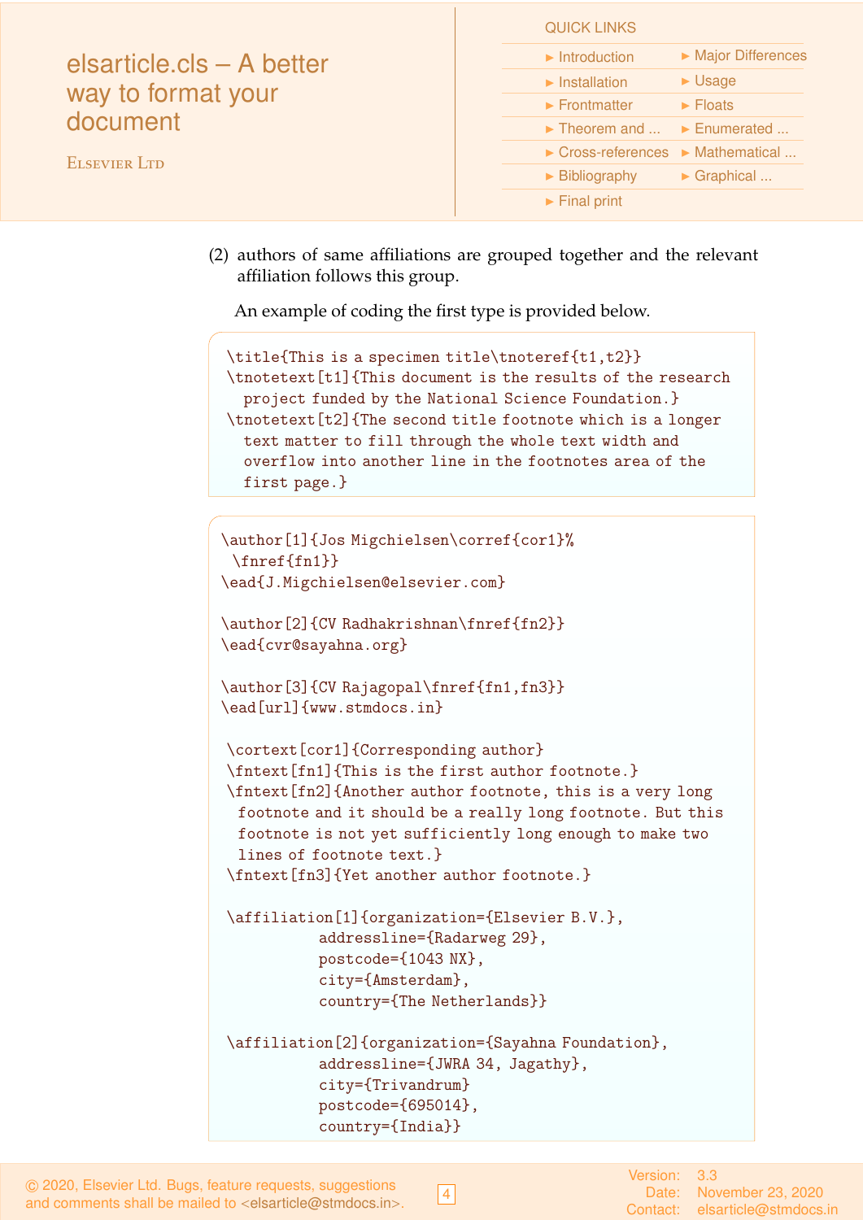(2) authors of same affiliations are grouped together and the relevant affiliation follows this group.

An example of coding the first type is provided below.

```
\title{This is a specimen title\tnoteref{t1,t2}}
\tnotetext[t1]{This document is the results of the research
  project funded by the National Science Foundation.}
\tnotetext[t2]{The second title footnote which is a longer
  text matter to fill through the whole text width and
  overflow into another line in the footnotes area of the
  first page.}
```

```
\author[1]{Jos Migchielsen\corref{cor1}%
 \fnref{fn1}}
\ead{J.Migchielsen@elsevier.com}

\author[2]{CV Radhakrishnan\fnref{fn2}}
\ead{cvr@sayahna.org}

\author[3]{CV Rajagopal\fnref{fn1,fn3}}
\ead[url]{www.stmdocs.in}

 \cortext[cor1]{Corresponding author}
 \fntext[fn1]{This is the first author footnote.}
 \fntext[fn2]{Another author footnote, this is a very long
  footnote and it should be a really long footnote. But this
  footnote is not yet sufficiently long enough to make two
  lines of footnote text.}
 \fntext[fn3]{Yet another author footnote.}

 \affiliation[1]{organization={Elsevier B.V.},
           addressline={Radarweg 29},
           postcode={1043 NX},
           city={Amsterdam},
           country={The Netherlands}}

 \affiliation[2]{organization={Sayahna Foundation},
           addressline={JWRA 34, Jagathy},
           city={Trivandrum}
           postcode={695014},
           country={India}}
```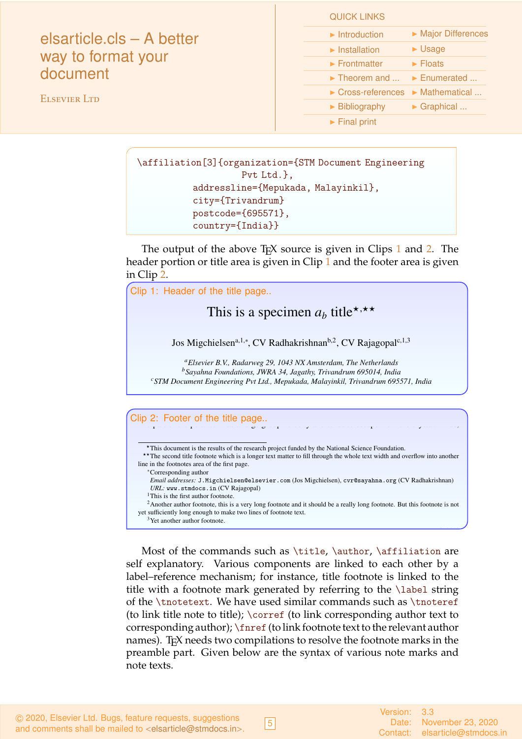```
\affiliation[3]{organization={STM Document Engineering
                  Pvt Ltd.},
          addressline={Mepukada, Malayinkil},
          city={Trivandrum}
          postcode={695571},
          country={India}}
```

The output of the above TEX source is given in Clips 1 and 2. The header portion or title area is given in Clip 1 and the footer area is given in Clip 2.

Clip 1: Header of the title page..

This is a specimen $a_b$ title[⋆,⋆⋆]

Jos Migchielsen[a,1,∗], CV Radhakrishnan[b,2], CV Rajagopal[c,1,3]

[a]*Elsevier B.V., Radarweg 29, 1043 NX Amsterdam, The Netherlands*
[b]*Sayahna Foundations, JWRA 34, Jagathy, Trivandrum 695014, India*
[c]*STM Document Engineering Pvt Ltd., Mepukada, Malayinkil, Trivandrum 695571, India*

Clip 2: Footer of the title page..

⋆This document is the results of the research project funded by the National Science Foundation.
⋆⋆The second title footnote which is a longer text matter to fill through the whole text width and overflow into another line in the footnotes area of the first page.
∗Corresponding author
*Email addresses:* J.Migchielsen@elsevier.com (Jos Migchielsen), cvr@sayahna.org (CV Radhakrishnan)
*URL:* www.stmdocs.in (CV Rajagopal)
[1]This is the first author footnote.
[2]Another author footnote, this is a very long footnote and it should be a really long footnote. But this footnote is not yet sufficiently long enough to make two lines of footnote text.
[3]Yet another author footnote.

Most of the commands such as `\title`, `\author`, `\affiliation` are self explanatory. Various components are linked to each other by a label–reference mechanism; for instance, title footnote is linked to the title with a footnote mark generated by referring to the `\label` string of the `\tnotetext`. We have used similar commands such as `\tnoteref` (to link title note to title); `\corref` (to link corresponding author text to corresponding author); `\fnref` (to link footnote text to the relevant author names). TEX needs two compilations to resolve the footnote marks in the preamble part. Given below are the syntax of various note marks and note texts.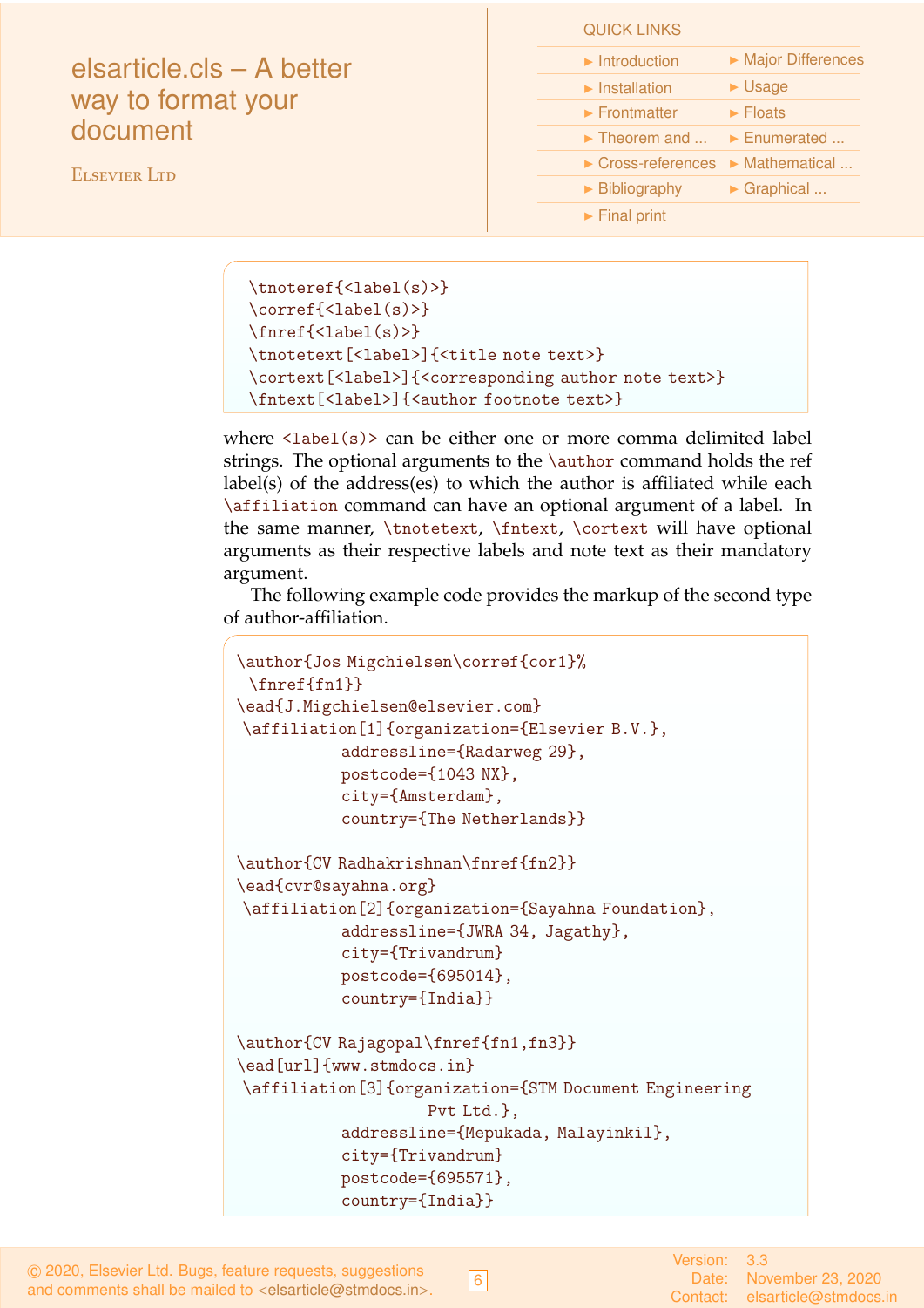```
\tnoteref{<label(s)>}
\corref{<label(s)>}
\fnref{<label(s)>}
\tnotetext[<label>]{<title note text>}
\cortext[<label>]{<corresponding author note text>}
\fntext[<label>]{<author footnote text>}
```

where `<label(s)>` can be either one or more comma delimited label strings. The optional arguments to the `\author` command holds the ref label(s) of the address(es) to which the author is affiliated while each `\affiliation` command can have an optional argument of a label. In the same manner, `\tnotetext`, `\fntext`, `\cortext` will have optional arguments as their respective labels and note text as their mandatory argument.

The following example code provides the markup of the second type of author-affiliation.

```
\author{Jos Migchielsen\corref{cor1}%
 \fnref{fn1}}
\ead{J.Migchielsen@elsevier.com}
 \affiliation[1]{organization={Elsevier B.V.},
           addressline={Radarweg 29},
           postcode={1043 NX},
           city={Amsterdam},
           country={The Netherlands}}

\author{CV Radhakrishnan\fnref{fn2}}
\ead{cvr@sayahna.org}
 \affiliation[2]{organization={Sayahna Foundation},
           addressline={JWRA 34, Jagathy},
           city={Trivandrum}
           postcode={695014},
           country={India}}

\author{CV Rajagopal\fnref{fn1,fn3}}
\ead[url]{www.stmdocs.in}
 \affiliation[3]{organization={STM Document Engineering
                   Pvt Ltd.},
           addressline={Mepukada, Malayinkil},
           city={Trivandrum}
           postcode={695571},
           country={India}}
```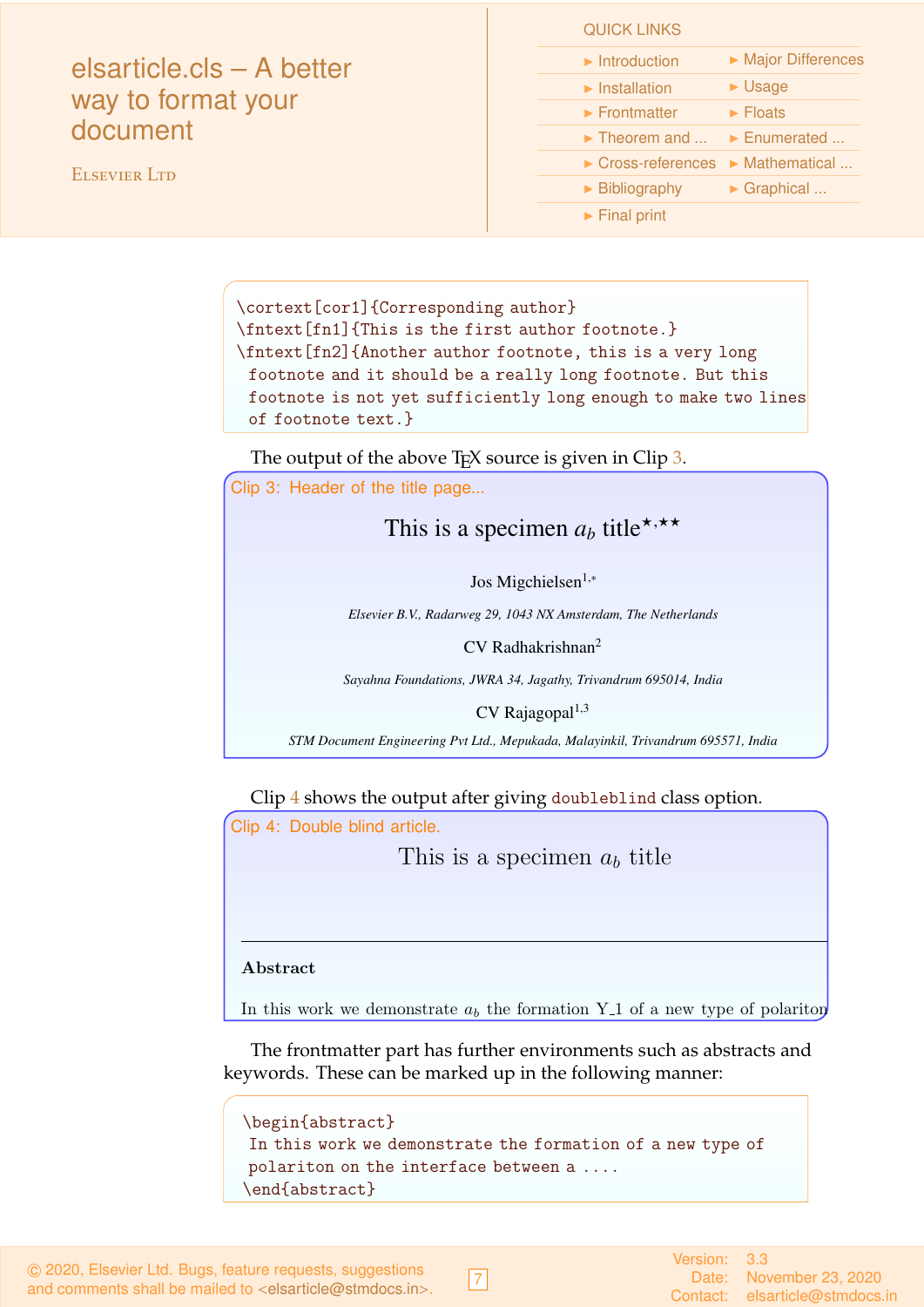```
\cortext[cor1]{Corresponding author}
\fntext[fn1]{This is the first author footnote.}
\fntext[fn2]{Another author footnote, this is a very long
 footnote and it should be a really long footnote. But this
 footnote is not yet sufficiently long enough to make two lines
 of footnote text.}
```

The output of the above TeX source is given in Clip 3.

Clip 3: Header of the title page...

This is a specimen $a_b$ title[⋆,⋆⋆]

Jos Migchielsen[1,*]

*Elsevier B.V., Radarweg 29, 1043 NX Amsterdam, The Netherlands*

CV Radhakrishnan[2]

*Sayahna Foundations, JWRA 34, Jagathy, Trivandrum 695014, India*

CV Rajagopal[1,3]

*STM Document Engineering Pvt Ltd., Mepukada, Malayinkil, Trivandrum 695571, India*

Clip 4 shows the output after giving `doubleblind` class option.

Clip 4: Double blind article.

This is a specimen $a_b$ title

**Abstract**

In this work we demonstrate $a_b$ the formation Y_1 of a new type of polariton

The frontmatter part has further environments such as abstracts and keywords. These can be marked up in the following manner:

```
\begin{abstract}
 In this work we demonstrate the formation of a new type of
 polariton on the interface between a ....
\end{abstract}
```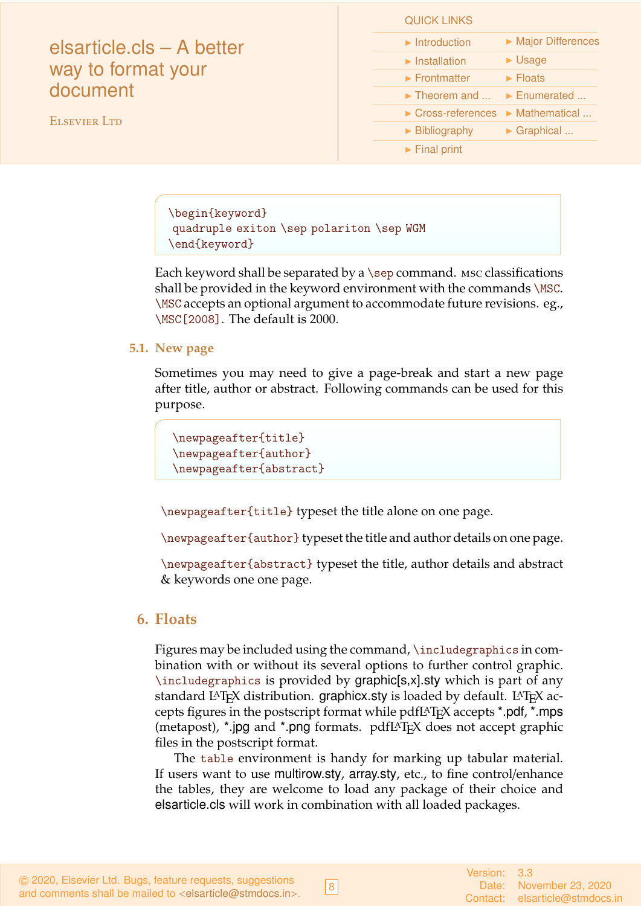```
\begin{keyword}
 quadruple exiton \sep polariton \sep WGM
\end{keyword}
```

Each keyword shall be separated by a `\sep` command. MSC classifications shall be provided in the keyword environment with the commands `\MSC`. `\MSC` accepts an optional argument to accommodate future revisions. eg., `\MSC[2008]`. The default is 2000.

### 5.1. New page

Sometimes you may need to give a page-break and start a new page after title, author or abstract. Following commands can be used for this purpose.

```
 \newpageafter{title}
 \newpageafter{author}
 \newpageafter{abstract}
```

`\newpageafter{title}` typeset the title alone on one page.

`\newpageafter{author}` typeset the title and author details on one page.

`\newpageafter{abstract}` typeset the title, author details and abstract & keywords one one page.

## 6. Floats

Figures may be included using the command, `\includegraphics` in combination with or without its several options to further control graphic. `\includegraphics` is provided by graphic[s,x].sty which is part of any standard LaTeX distribution. graphicx.sty is loaded by default. LaTeX accepts figures in the postscript format while pdfLaTeX accepts *.pdf, *.mps (metapost), *.jpg and *.png formats. pdfLaTeX does not accept graphic files in the postscript format.

The `table` environment is handy for marking up tabular material. If users want to use multirow.sty, array.sty, etc., to fine control/enhance the tables, they are welcome to load any package of their choice and elsarticle.cls will work in combination with all loaded packages.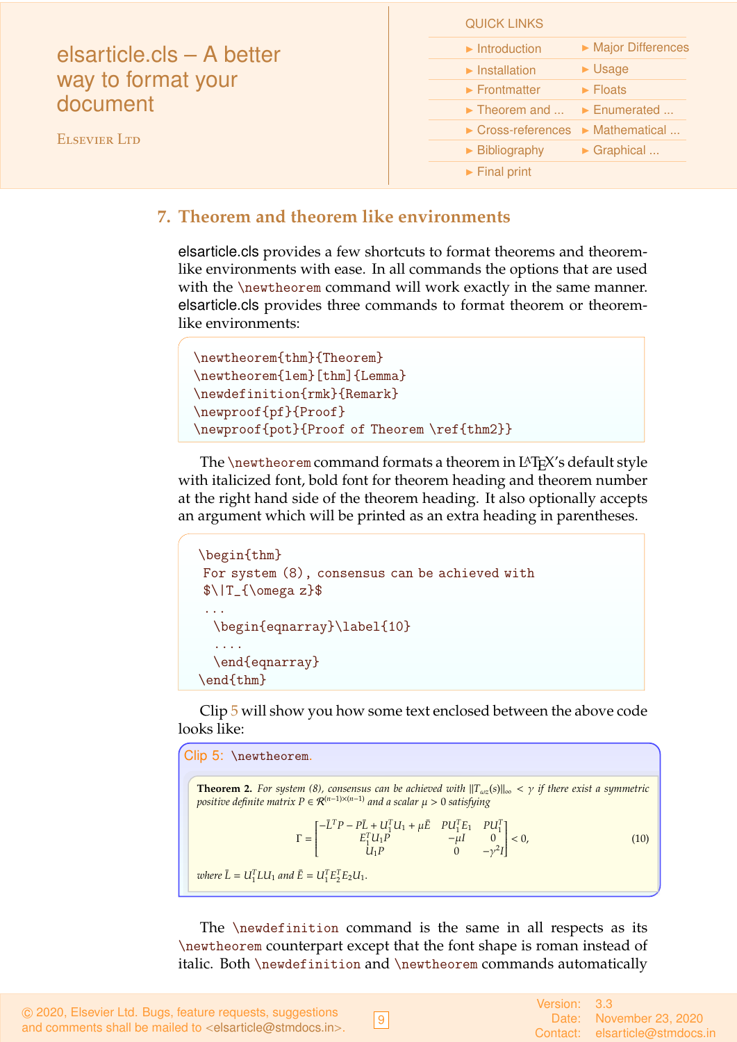## 7. Theorem and theorem like environments

elsarticle.cls provides a few shortcuts to format theorems and theorem-like environments with ease. In all commands the options that are used with the `\newtheorem` command will work exactly in the same manner. elsarticle.cls provides three commands to format theorem or theorem-like environments:

```
\newtheorem{thm}{Theorem}
\newtheorem{lem}[thm]{Lemma}
\newdefinition{rmk}{Remark}
\newproof{pf}{Proof}
\newproof{pot}{Proof of Theorem \ref{thm2}}
```

The `\newtheorem` command formats a theorem in LaTeX's default style with italicized font, bold font for theorem heading and theorem number at the right hand side of the theorem heading. It also optionally accepts an argument which will be printed as an extra heading in parentheses.

```
\begin{thm}
 For system (8), consensus can be achieved with
 $\|T_{\omega z}$
 ...
   \begin{eqnarray}\label{10}
   ....
   \end{eqnarray}
\end{thm}
```

Clip 5 will show you how some text enclosed between the above code looks like:

Clip 5: `\newtheorem`.

**Theorem 2.** *For system (8), consensus can be achieved with* $\|T_{\omega z}(s)\|_\infty < \gamma$ *if there exist a symmetric positive definite matrix* $P \in \mathcal{R}^{(n-1)\times(n-1)}$ *and a scalar* $\mu > 0$ *satisfying*

$$\Gamma = \begin{bmatrix} -\bar{L}^T P - P\bar{L} + U_1^T U_1 + \mu\bar{E} & PU_1^T E_1 & PU_1^T \\ E_1^T U_1 P & -\mu I & 0 \\ U_1 P & 0 & -\gamma^2 I \end{bmatrix} < 0, \tag{10}$$

*where* $\bar{L} = U_1^T L U_1$ *and* $\bar{E} = U_1^T E_2^T E_2 U_1$.

The `\newdefinition` command is the same in all respects as its `\newtheorem` counterpart except that the font shape is roman instead of italic. Both `\newdefinition` and `\newtheorem` commands automatically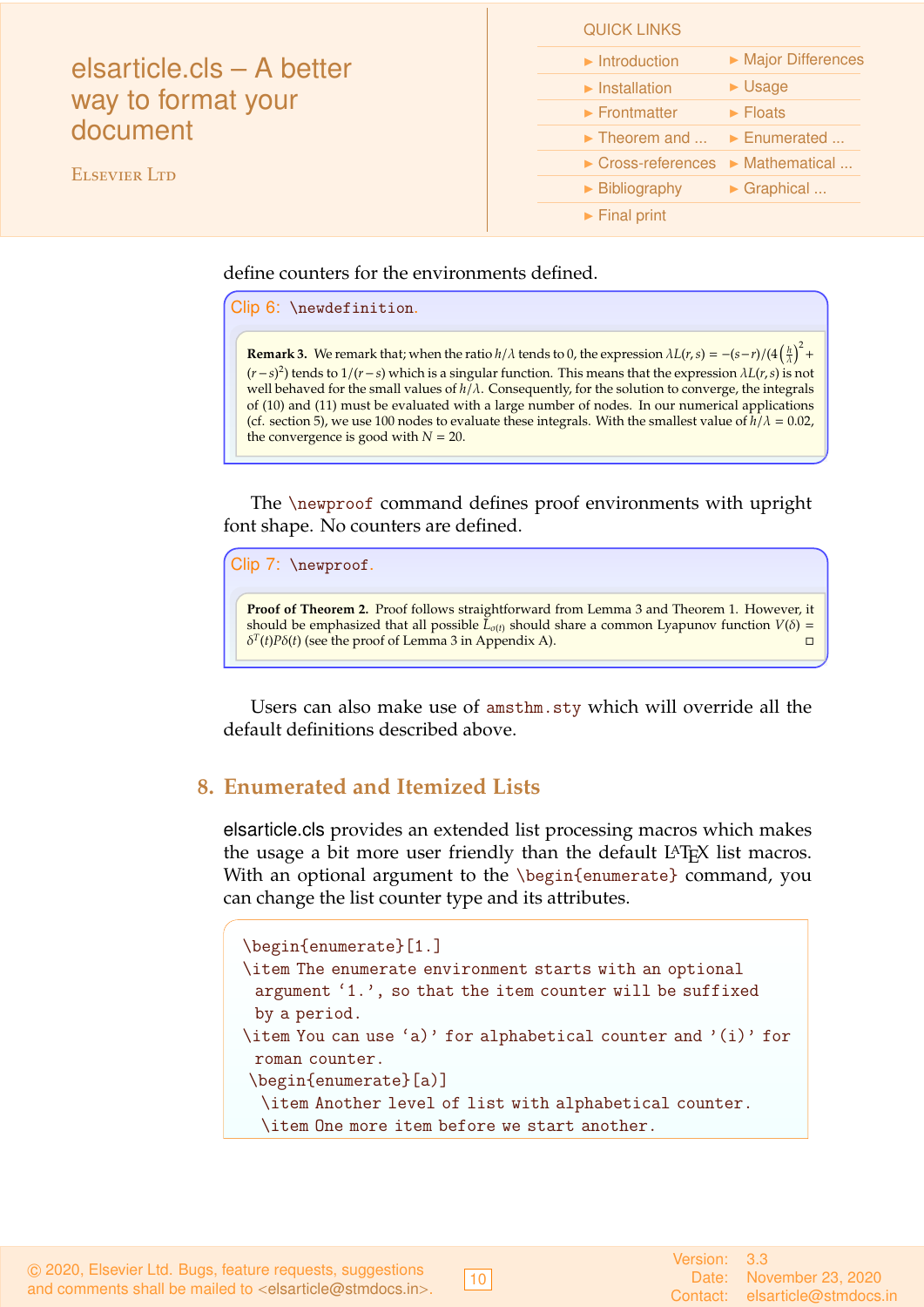define counters for the environments defined.

Clip 6: `\newdefinition`.

**Remark 3.** We remark that; when the ratio $h/\lambda$ tends to 0, the expression $\lambda L(r,s) = -(s-r)/(4\left(\frac{h}{\lambda}\right)^2 + (r-s)^2)$ tends to $1/(r-s)$ which is a singular function. This means that the expression $\lambda L(r,s)$ is not well behaved for the small values of $h/\lambda$. Consequently, for the solution to converge, the integrals of (10) and (11) must be evaluated with a large number of nodes. In our numerical applications (cf. section 5), we use 100 nodes to evaluate these integrals. With the smallest value of $h/\lambda = 0.02$, the convergence is good with $N = 20$.

The `\newproof` command defines proof environments with upright font shape. No counters are defined.

Clip 7: `\newproof`.

**Proof of Theorem 2.** Proof follows straightforward from Lemma 3 and Theorem 1. However, it should be emphasized that all possible $L_{\sigma(t)}$ should share a common Lyapunov function $V(\delta) = \delta^T(t)P\delta(t)$ (see the proof of Lemma 3 in Appendix A). □

Users can also make use of `amsthm.sty` which will override all the default definitions described above.

## 8. Enumerated and Itemized Lists

elsarticle.cls provides an extended list processing macros which makes the usage a bit more user friendly than the default LaTeX list macros. With an optional argument to the `\begin{enumerate}` command, you can change the list counter type and its attributes.

```
\begin{enumerate}[1.]
\item The enumerate environment starts with an optional
  argument ‘1.’, so that the item counter will be suffixed
  by a period.
\item You can use ‘a)’ for alphabetical counter and ’(i)’ for
  roman counter.
 \begin{enumerate}[a)]
  \item Another level of list with alphabetical counter.
  \item One more item before we start another.
```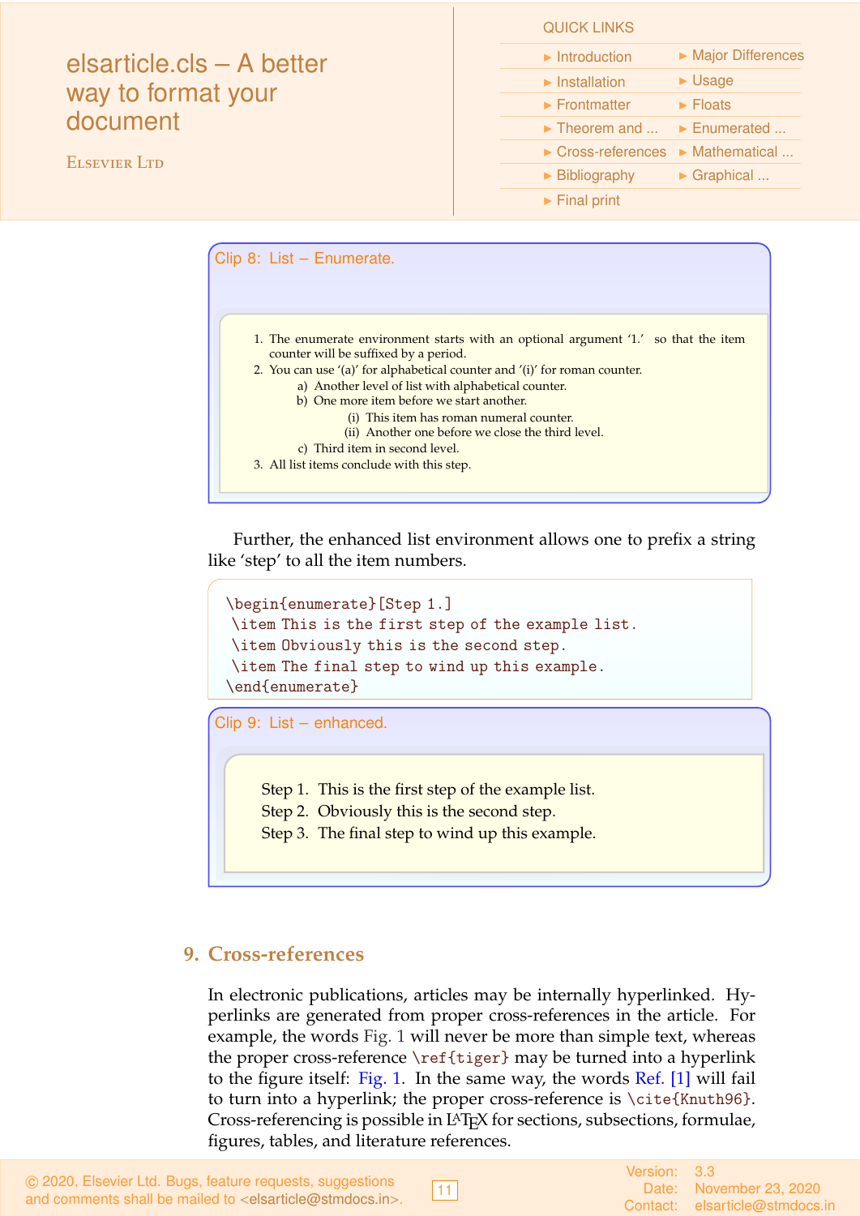Clip 8: List – Enumerate.

1. The enumerate environment starts with an optional argument '1.' so that the item counter will be suffixed by a period.
2. You can use '(a)' for alphabetical counter and '(i)' for roman counter.
   a) Another level of list with alphabetical counter.
   b) One more item before we start another.
      (i) This item has roman numeral counter.
      (ii) Another one before we close the third level.
   c) Third item in second level.
3. All list items conclude with this step.

Further, the enhanced list environment allows one to prefix a string like 'step' to all the item numbers.

```
\begin{enumerate}[Step 1.]
 \item This is the first step of the example list.
 \item Obviously this is the second step.
 \item The final step to wind up this example.
\end{enumerate}
```

Clip 9: List – enhanced.

Step 1. This is the first step of the example list.
Step 2. Obviously this is the second step.
Step 3. The final step to wind up this example.

## 9. Cross-references

In electronic publications, articles may be internally hyperlinked. Hyperlinks are generated from proper cross-references in the article. For example, the words Fig. 1 will never be more than simple text, whereas the proper cross-reference `\ref{tiger}` may be turned into a hyperlink to the figure itself: Fig. 1. In the same way, the words Ref. [1] will fail to turn into a hyperlink; the proper cross-reference is `\cite{Knuth96}`. Cross-referencing is possible in LaTeX for sections, subsections, formulae, figures, tables, and literature references.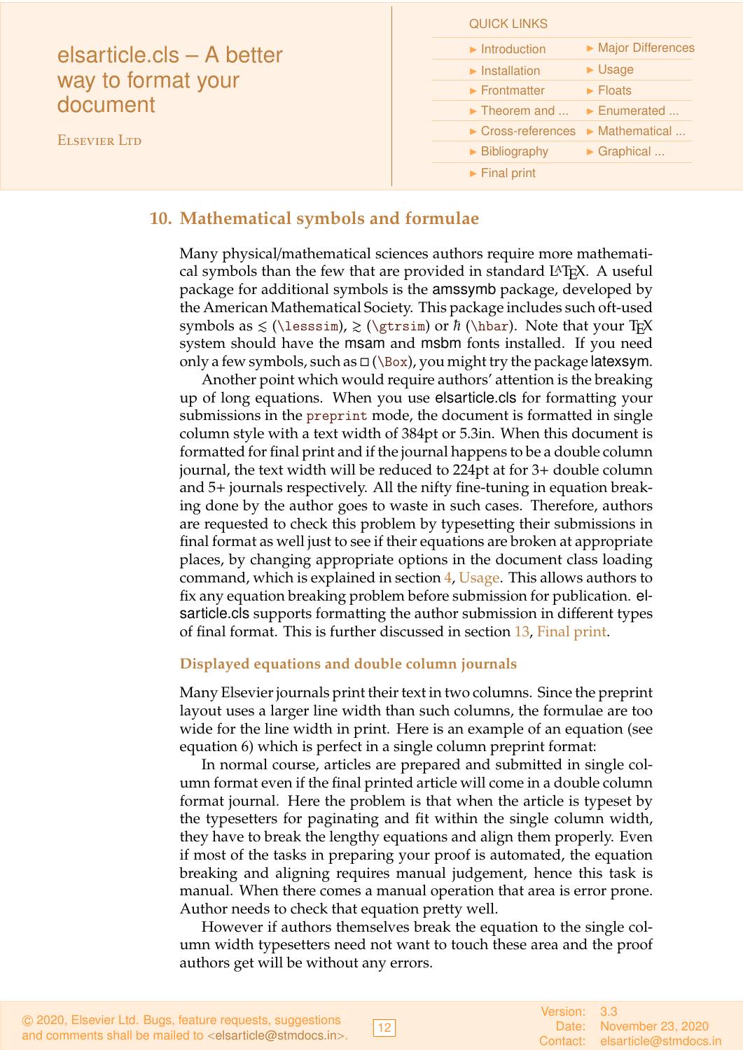## 10. Mathematical symbols and formulae

Many physical/mathematical sciences authors require more mathematical symbols than the few that are provided in standard LaTeX. A useful package for additional symbols is the amssymb package, developed by the American Mathematical Society. This package includes such oft-used symbols as $\lesssim$ (`\lesssim`), $\gtrsim$ (`\gtrsim`) or $\hbar$ (`\hbar`). Note that your TeX system should have the msam and msbm fonts installed. If you need only a few symbols, such as $\Box$ (`\Box`), you might try the package latexsym.

Another point which would require authors' attention is the breaking up of long equations. When you use elsarticle.cls for formatting your submissions in the `preprint` mode, the document is formatted in single column style with a text width of 384pt or 5.3in. When this document is formatted for final print and if the journal happens to be a double column journal, the text width will be reduced to 224pt at for 3+ double column and 5+ journals respectively. All the nifty fine-tuning in equation breaking done by the author goes to waste in such cases. Therefore, authors are requested to check this problem by typesetting their submissions in final format as well just to see if their equations are broken at appropriate places, by changing appropriate options in the document class loading command, which is explained in section 4, Usage. This allows authors to fix any equation breaking problem before submission for publication. elsarticle.cls supports formatting the author submission in different types of final format. This is further discussed in section 13, Final print.

### Displayed equations and double column journals

Many Elsevier journals print their text in two columns. Since the preprint layout uses a larger line width than such columns, the formulae are too wide for the line width in print. Here is an example of an equation (see equation 6) which is perfect in a single column preprint format:

In normal course, articles are prepared and submitted in single column format even if the final printed article will come in a double column format journal. Here the problem is that when the article is typeset by the typesetters for paginating and fit within the single column width, they have to break the lengthy equations and align them properly. Even if most of the tasks in preparing your proof is automated, the equation breaking and aligning requires manual judgement, hence this task is manual. When there comes a manual operation that area is error prone. Author needs to check that equation pretty well.

However if authors themselves break the equation to the single column width typesetters need not want to touch these area and the proof authors get will be without any errors.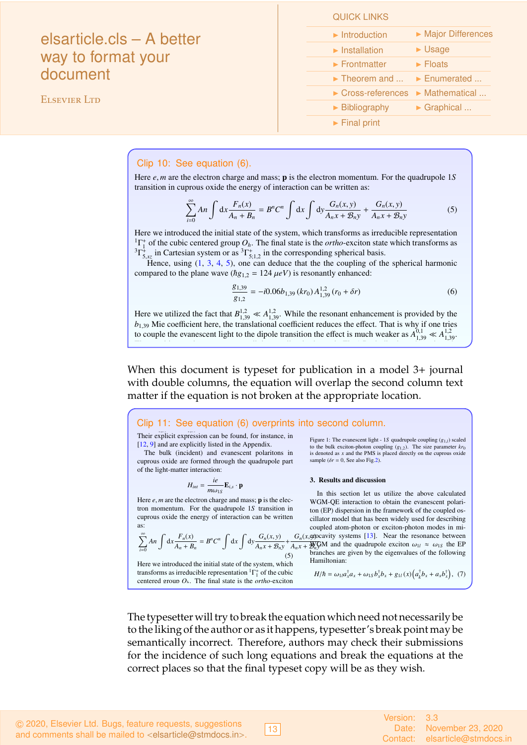**Clip 10: See equation (6).**

Here $e, m$ are the electron charge and mass; $\mathbf{p}$ is the electron momentum. For the quadrupole $1S$ transition in cuprous oxide the energy of interaction can be written as:

$$\sum_{i=0}^{\infty} An \int \mathrm{d}x \frac{F_n(x)}{A_n + B_n} = B^n C^n \int \mathrm{d}x \int \mathrm{d}y \frac{G_n(x,y)}{A_n x + \mathcal{B}_n y} + \frac{G_n(x,y)}{A_n x + \mathcal{B}_n y} \tag{5}$$

Here we introduced the initial state of the system, which transforms as irreducible representation ${}^1\Gamma_1^+$ of the cubic centered group $O_h$. The final state is the *ortho*-exciton state which transforms as ${}^3\Gamma_{5,xz}^+$ in Cartesian system or as ${}^3\Gamma_{5;1,2}^+$ in the corresponding spherical basis.

Hence, using (1, 3, 4, 5), one can deduce that the the coupling of the spherical harmonic compared to the plane wave ($\hbar g_{1,2} = 124\ \mu eV$) is resonantly enhanced:

$$\frac{g_{1,39}}{g_{1,2}} = -i0.06 b_{1,39} (k r_0) A_{1,39}^{1,2} (r_0 + \delta r) \tag{6}$$

Here we utilized the fact that $B_{1,39}^{1,2} \ll A_{1,39}^{1,2}$. While the resonant enhancement is provided by the $b_{1,39}$ Mie coefficient here, the translational coefficient reduces the effect. That is why if one tries to couple the evanescent light to the dipole transition the effect is much weaker as $A_{1,39}^{0,1} \ll A_{1,39}^{1,2}$.

When this document is typeset for publication in a model 3+ journal with double columns, the equation will overlap the second column text matter if the equation is not broken at the appropriate location.

**Clip 11: See equation (6) overprints into second column.**

Their explicit expression can be found, for instance, in [12, 9] and are explicitly listed in the Appendix.

The bulk (incident) and evanescent polaritons in cuprous oxide are formed through the quadrupole part of the light-matter interaction:

$$H_{int} = \frac{ie}{m\omega_{1S}} \mathbf{E}_{i,s} \cdot \mathbf{p}$$

Here $e, m$ are the electron charge and mass; $\mathbf{p}$ is the electron momentum. For the quadrupole $1S$ transition in cuprous oxide the energy of interaction can be written as:

$$\sum_{i=0}^{\infty} An \int \mathrm{d}x \frac{F_n(x)}{A_n + B_n} = B^n C^n \int \mathrm{d}x \int \mathrm{d}y \frac{G_n(x,y)}{A_n x + \mathcal{B}_n y} + \frac{G_n(x,y)}{A_n x + \mathcal{B}_n y} \tag{5}$$

Here we introduced the initial state of the system, which transforms as irreducible representation ${}^1\Gamma_1^+$ of the cubic centered group $O_h$. The final state is the *ortho*-exciton

Figure 1: The evanescent light - $1S$ quadrupole coupling ($g_{1,l}$) scaled to the bulk exciton-photon coupling ($g_{1,2}$). The size parameter $kr_0$ is denoted as $x$ and the PMS is placed directly on the cuprous oxide sample ($\delta r = 0$, See also Fig.2).

**3. Results and discussion**

In this section let us utilize the above calculated WGM-QE interaction to obtain the evanescent polariton (EP) dispersion in the framework of the coupled oscillator model that has been widely used for describing coupled atom-photon or exciton-photon modes in microcavity systems [13]. Near the resonance between WGM and the quadrupole exciton $\omega_{1l} \approx \omega_{1S}$ the EP branches are given by the eigenvalues of the following Hamiltonian:

$$H/\hbar = \omega_{1l} a_x^\dagger a_x + \omega_{1S} b_x^\dagger b_x + g_{1l}(x)\left(a_k^\dagger b_x + a_x b_x^\dagger\right), \tag{7}$$

The typesetter will try to break the equation which need not necessarily be to the liking of the author or as it happens, typesetter's break point may be semantically incorrect. Therefore, authors may check their submissions for the incidence of such long equations and break the equations at the correct places so that the final typeset copy will be as they wish.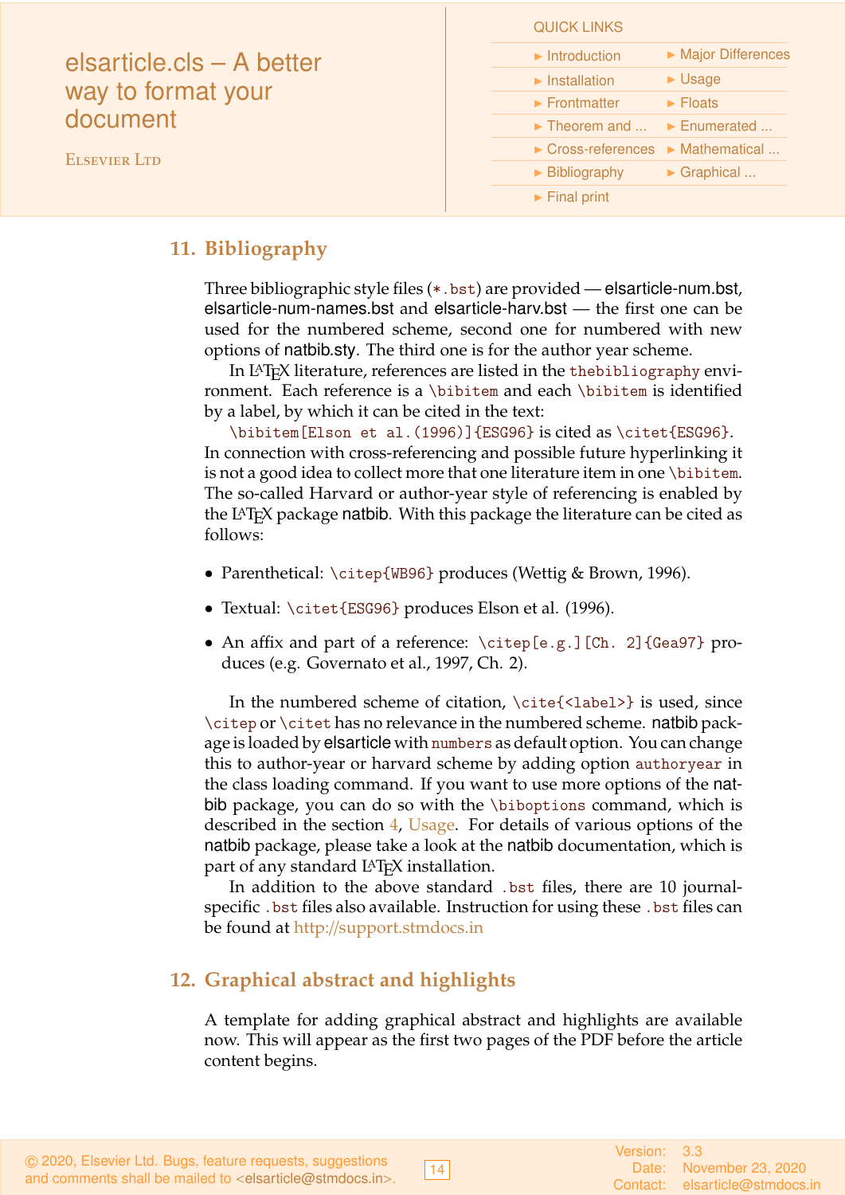## 11. Bibliography

Three bibliographic style files (`*.bst`) are provided — elsarticle-num.bst, elsarticle-num-names.bst and elsarticle-harv.bst — the first one can be used for the numbered scheme, second one for numbered with new options of natbib.sty. The third one is for the author year scheme.

In LaTeX literature, references are listed in the `thebibliography` environment. Each reference is a `\bibitem` and each `\bibitem` is identified by a label, by which it can be cited in the text:

`\bibitem[Elson et al.(1996)]{ESG96}` is cited as `\citet{ESG96}`.

In connection with cross-referencing and possible future hyperlinking it is not a good idea to collect more that one literature item in one `\bibitem`. The so-called Harvard or author-year style of referencing is enabled by the LaTeX package natbib. With this package the literature can be cited as follows:

- Parenthetical: `\citep{WB96}` produces (Wettig & Brown, 1996).
- Textual: `\citet{ESG96}` produces Elson et al. (1996).
- An affix and part of a reference: `\citep[e.g.][Ch. 2]{Gea97}` produces (e.g. Governato et al., 1997, Ch. 2).

In the numbered scheme of citation, `\cite{<label>}` is used, since `\citep` or `\citet` has no relevance in the numbered scheme. natbib package is loaded by elsarticle with `numbers` as default option. You can change this to author-year or harvard scheme by adding option `authoryear` in the class loading command. If you want to use more options of the natbib package, you can do so with the `\biboptions` command, which is described in the section 4, Usage. For details of various options of the natbib package, please take a look at the natbib documentation, which is part of any standard LaTeX installation.

In addition to the above standard `.bst` files, there are 10 journal-specific `.bst` files also available. Instruction for using these `.bst` files can be found at http://support.stmdocs.in

## 12. Graphical abstract and highlights

A template for adding graphical abstract and highlights are available now. This will appear as the first two pages of the PDF before the article content begins.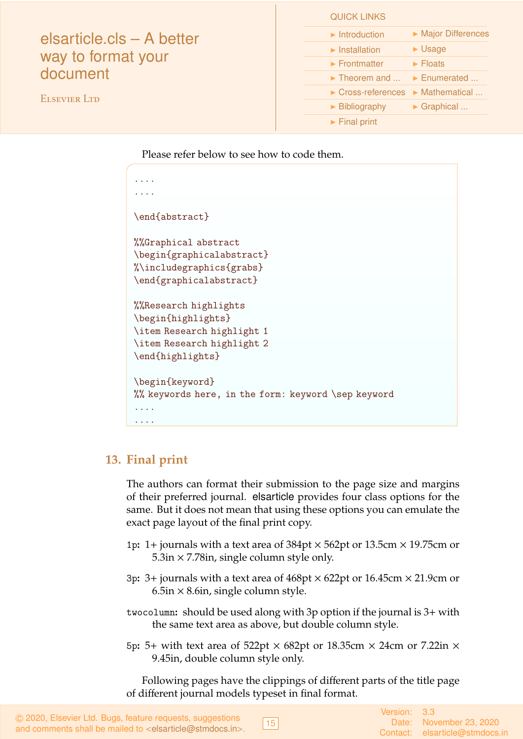Please refer below to see how to code them.

```
....
....

\end{abstract}

%%Graphical abstract
\begin{graphicalabstract}
%\includegraphics{grabs}
\end{graphicalabstract}

%%Research highlights
\begin{highlights}
\item Research highlight 1
\item Research highlight 2
\end{highlights}

\begin{keyword}
%% keywords here, in the form: keyword \sep keyword
....
....
```

## 13. Final print

The authors can format their submission to the page size and margins of their preferred journal. elsarticle provides four class options for the same. But it does not mean that using these options you can emulate the exact page layout of the final print copy.

**1p:** 1+ journals with a text area of 384pt $\times$ 562pt or 13.5cm $\times$ 19.75cm or 5.3in $\times$ 7.78in, single column style only.

**3p:** 3+ journals with a text area of 468pt $\times$ 622pt or 16.45cm $\times$ 21.9cm or 6.5in $\times$ 8.6in, single column style.

**twocolumn:** should be used along with 3p option if the journal is 3+ with the same text area as above, but double column style.

**5p:** 5+ with text area of 522pt $\times$ 682pt or 18.35cm $\times$ 24cm or 7.22in $\times$ 9.45in, double column style only.

Following pages have the clippings of different parts of the title page of different journal models typeset in final format.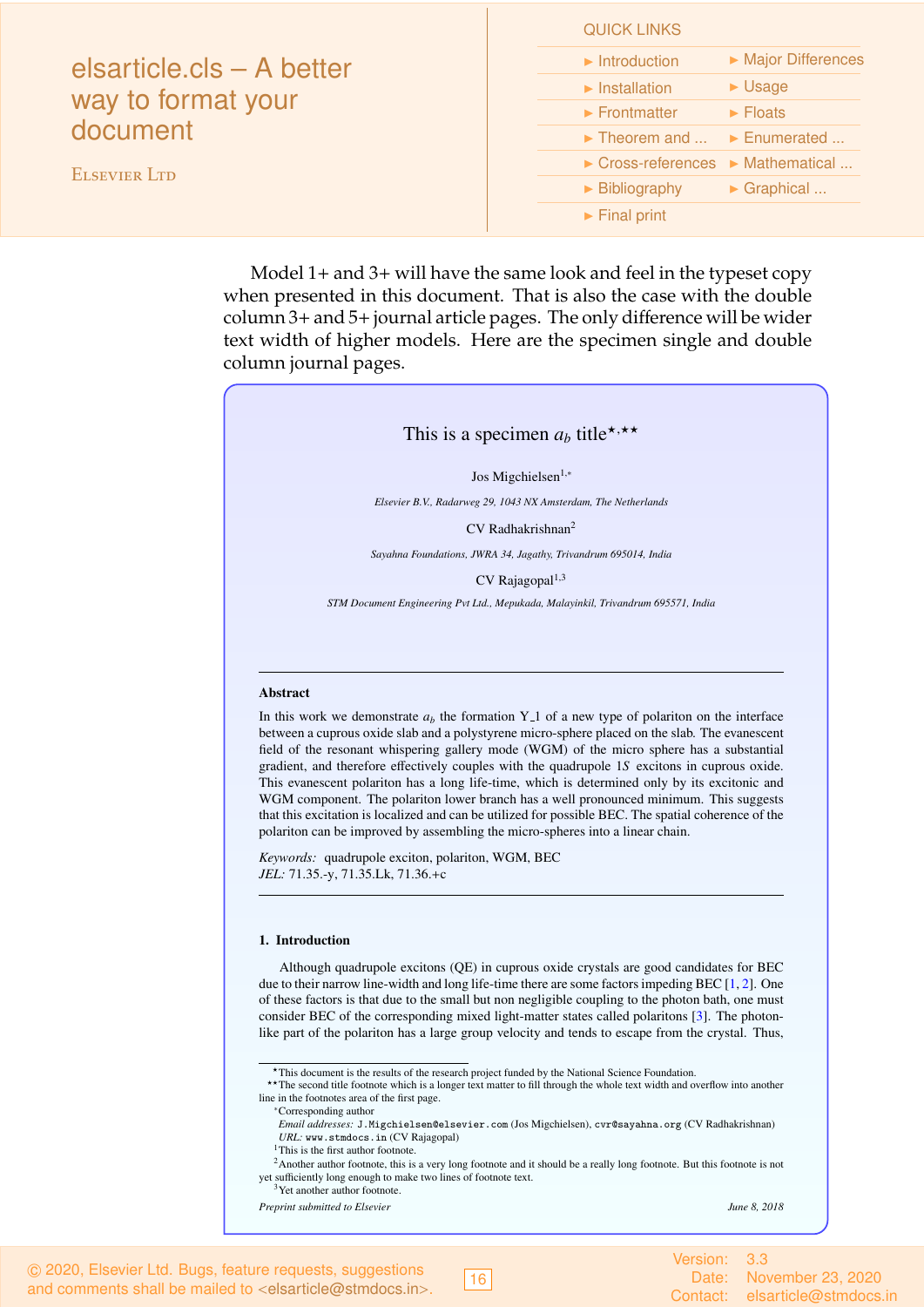Model 1+ and 3+ will have the same look and feel in the typeset copy when presented in this document. That is also the case with the double column 3+ and 5+ journal article pages. The only difference will be wider text width of higher models. Here are the specimen single and double column journal pages.

# This is a specimen $a_b$ title[⋆,⋆⋆]

Jos Migchielsen[1,∗]

*Elsevier B.V., Radarweg 29, 1043 NX Amsterdam, The Netherlands*

CV Radhakrishnan[2]

*Sayahna Foundations, JWRA 34, Jagathy, Trivandrum 695014, India*

CV Rajagopal[1,3]

*STM Document Engineering Pvt Ltd., Mepukada, Malayinkil, Trivandrum 695571, India*

---

**Abstract**

In this work we demonstrate $a_b$ the formation Y_1 of a new type of polariton on the interface between a cuprous oxide slab and a polystyrene micro-sphere placed on the slab. The evanescent field of the resonant whispering gallery mode (WGM) of the micro sphere has a substantial gradient, and therefore effectively couples with the quadrupole $1S$ excitons in cuprous oxide. This evanescent polariton has a long life-time, which is determined only by its excitonic and WGM component. The polariton lower branch has a well pronounced minimum. This suggests that this excitation is localized and can be utilized for possible BEC. The spatial coherence of the polariton can be improved by assembling the micro-spheres into a linear chain.

*Keywords:* quadrupole exciton, polariton, WGM, BEC
*JEL:* 71.35.-y, 71.35.Lk, 71.36.+c

---

## 1. Introduction

Although quadrupole excitons (QE) in cuprous oxide crystals are good candidates for BEC due to their narrow line-width and long life-time there are some factors impeding BEC [1, 2]. One of these factors is that due to the small but non negligible coupling to the photon bath, one must consider BEC of the corresponding mixed light-matter states called polaritons [3]. The photon-like part of the polariton has a large group velocity and tends to escape from the crystal. Thus,

---

⋆This document is the results of the research project funded by the National Science Foundation.
⋆⋆The second title footnote which is a longer text matter to fill through the whole text width and overflow into another line in the footnotes area of the first page.
∗Corresponding author
*Email addresses:* `J.Migchielsen@elsevier.com` (Jos Migchielsen), `cvr@sayahna.org` (CV Radhakrishnan)
*URL:* `www.stmdocs.in` (CV Rajagopal)
[1]This is the first author footnote.
[2]Another author footnote, this is a very long footnote and it should be a really long footnote. But this footnote is not yet sufficiently long enough to make two lines of footnote text.
[3]Yet another author footnote.

*Preprint submitted to Elsevier* *June 8, 2018*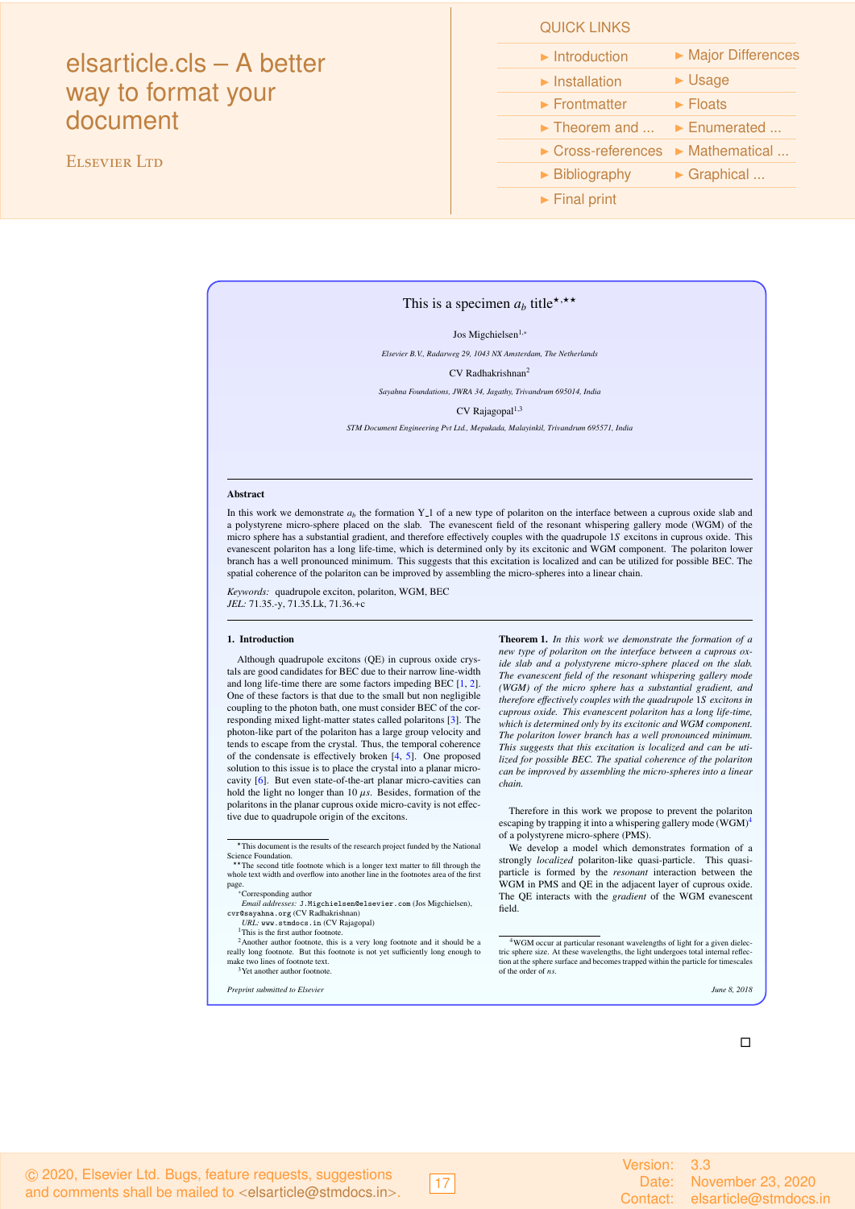# elsarticle.cls – A better way to format your document

Elsevier Ltd

QUICK LINKS

- Introduction
- Major Differences
- Installation
- Usage
- Frontmatter
- Floats
- Theorem and ...
- Enumerated ...
- Cross-references
- Mathematical ...
- Bibliography
- Graphical ...
- Final print

## This is a specimen $a_b$ title[⋆,⋆⋆]

Jos Migchielsen[1,∗]

*Elsevier B.V., Radarweg 29, 1043 NX Amsterdam, The Netherlands*

CV Radhakrishnan[2]

*Sayahna Foundations, JWRA 34, Jagathy, Trivandrum 695014, India*

CV Rajagopal[1,3]

*STM Document Engineering Pvt Ltd., Mepukada, Malayinkil, Trivandrum 695571, India*

---

**Abstract**

In this work we demonstrate $a_b$ the formation Y_1 of a new type of polariton on the interface between a cuprous oxide slab and a polystyrene micro-sphere placed on the slab. The evanescent field of the resonant whispering gallery mode (WGM) of the micro sphere has a substantial gradient, and therefore effectively couples with the quadrupole $1S$ excitons in cuprous oxide. This evanescent polariton has a long life-time, which is determined only by its excitonic and WGM component. The polariton lower branch has a well pronounced minimum. This suggests that this excitation is localized and can be utilized for possible BEC. The spatial coherence of the polariton can be improved by assembling the micro-spheres into a linear chain.

*Keywords:* quadrupole exciton, polariton, WGM, BEC
*JEL:* 71.35.-y, 71.35.Lk, 71.36.+c

---

### 1. Introduction

Although quadrupole excitons (QE) in cuprous oxide crystals are good candidates for BEC due to their narrow line-width and long life-time there are some factors impeding BEC [1, 2]. One of these factors is that due to the small but non negligible coupling to the photon bath, one must consider BEC of the corresponding mixed light-matter states called polaritons [3]. The photon-like part of the polariton has a large group velocity and tends to escape from the crystal. Thus, the temporal coherence of the condensate is effectively broken [4, 5]. One proposed solution to this issue is to place the crystal into a planar micro-cavity [6]. But even state-of-the-art planar micro-cavities can hold the light no longer than 10 $\mu s$. Besides, formation of the polaritons in the planar cuprous oxide micro-cavity is not effective due to quadrupole origin of the excitons.

**Theorem 1.** *In this work we demonstrate the formation of a new type of polariton on the interface between a cuprous oxide slab and a polystyrene micro-sphere placed on the slab. The evanescent field of the resonant whispering gallery mode (WGM) of the micro sphere has a substantial gradient, and therefore effectively couples with the quadrupole $1S$ excitons in cuprous oxide. This evanescent polariton has a long life-time, which is determined only by its excitonic and WGM component. The polariton lower branch has a well pronounced minimum. This suggests that this excitation is localized and can be utilized for possible BEC. The spatial coherence of the polariton can be improved by assembling the micro-spheres into a linear chain.*

Therefore in this work we propose to prevent the polariton escaping by trapping it into a whispering gallery mode (WGM)[4] of a polystyrene micro-sphere (PMS).

We develop a model which demonstrates formation of a strongly *localized* polariton-like quasi-particle. This quasi-particle is formed by the *resonant* interaction between the WGM in PMS and QE in the adjacent layer of cuprous oxide. The QE interacts with the *gradient* of the WGM evanescent field.

---

⋆This document is the results of the research project funded by the National Science Foundation.

⋆⋆The second title footnote which is a longer text matter to fill through the whole text width and overflow into another line in the footnotes area of the first page.

∗Corresponding author

*Email addresses:* J.Migchielsen@elsevier.com (Jos Migchielsen), cvr@sayahna.org (CV Radhakrishnan)

*URL:* www.stmdocs.in (CV Rajagopal)

[1]This is the first author footnote.

[2]Another author footnote, this is a very long footnote and it should be a really long footnote. But this footnote is not yet sufficiently long enough to make two lines of footnote text.

[3]Yet another author footnote.

[4]WGM occur at particular resonant wavelengths of light for a given dielectric sphere size. At these wavelengths, the light undergoes total internal reflection at the sphere surface and becomes trapped within the particle for timescales of the order of $ns$.

*Preprint submitted to Elsevier* — *June 8, 2018*

□

© 2020, Elsevier Ltd. Bugs, feature requests, suggestions and comments shall be mailed to <elsarticle@stmdocs.in>.

Version: 3.3
Date: November 23, 2020
Contact: elsarticle@stmdocs.in